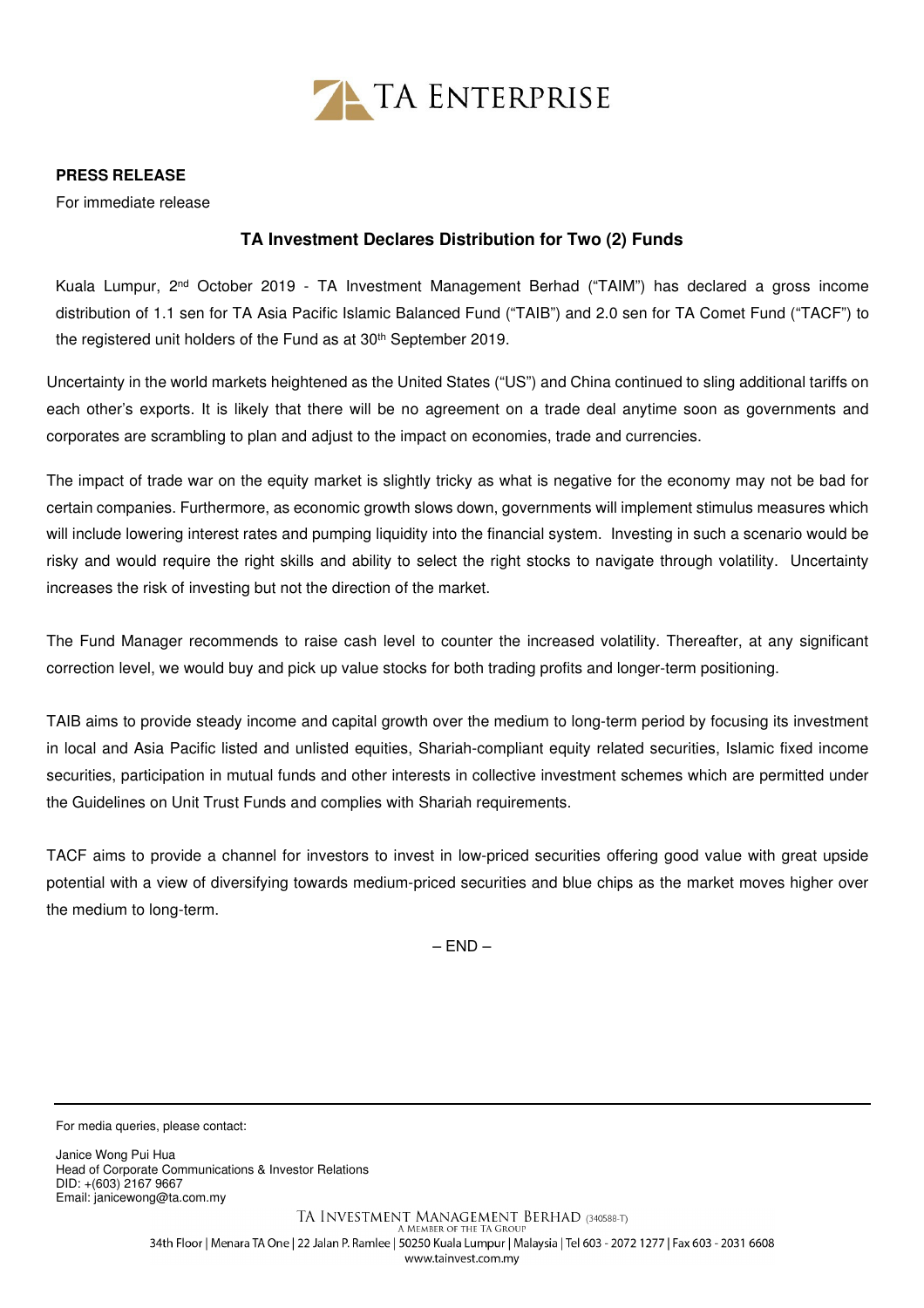TA ENTERPRISE

**PRESS RELEASE**

For immediate release

## TA Investment Declares Distribution for Two (2) Funds

Kuala Lumpur, 2nd October 2019 - TA Investment Management Berhad ("TAIM") has declared a gross income distribution of 1.1 sen for TA Asia Pacific Islamic Balanced Fund ("TAIB") and 2.0 sen for TA Comet Fund ("TACF") to the registered unit holders of the Fund as at 30th September 2019.

Uncertainty in the world markets heightened as the United States ("US") and China continued to sling additional tariffs on each other's exports. It is likely that there will be no agreement on a trade deal anytime soon as governments and corporates are scrambling to plan and adjust to the impact on economies, trade and currencies.

The impact of trade war on the equity market is slightly tricky as what is negative for the economy may not be bad for certain companies. Furthermore, as economic growth slows down, governments will implement stimulus measures which will include lowering interest rates and pumping liquidity into the financial system. Investing in such a scenario would be risky and would require the right skills and ability to select the right stocks to navigate through volatility. Uncertainty increases the risk of investing but not the direction of the market.

The Fund Manager recommends to raise cash level to counter the increased volatility. Thereafter, at any significant correction level, we would buy and pick up value stocks for both trading profits and longer-term positioning.

TAIB aims to provide steady income and capital growth over the medium to long-term period by focusing its investment in local and Asia Pacific listed and unlisted equities, Shariah-compliant equity related securities, Islamic fixed income securities, participation in mutual funds and other interests in collective investment schemes which are permitted under the Guidelines on Unit Trust Funds and complies with Shariah requirements.

TACF aims to provide a channel for investors to invest in low-priced securities offering good value with great upside potential with a view of diversifying towards medium-priced securities and blue chips as the market moves higher over the medium to long-term.

– END –

---

For media queries, please contact:

Janice Wong Pui Hua
Head of Corporate Communications & Investor Relations
DID: +(603) 2167 9667
Email: janicewong@ta.com.my

TA INVESTMENT MANAGEMENT BERHAD (340588-T)
A MEMBER OF THE TA GROUP
34th Floor | Menara TA One | 22 Jalan P. Ramlee | 50250 Kuala Lumpur | Malaysia | Tel 603 - 2072 1277 | Fax 603 - 2031 6608
www.tainvest.com.my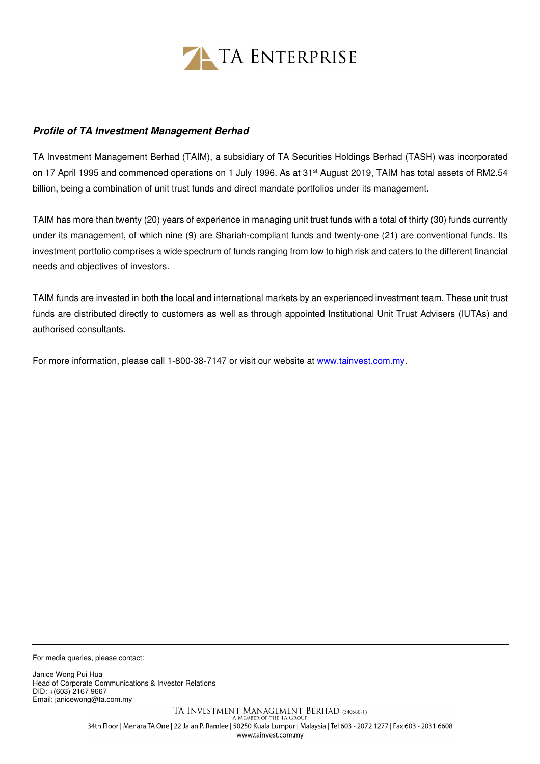TA ENTERPRISE

***Profile of TA Investment Management Berhad***

TA Investment Management Berhad (TAIM), a subsidiary of TA Securities Holdings Berhad (TASH) was incorporated on 17 April 1995 and commenced operations on 1 July 1996. As at 31st August 2019, TAIM has total assets of RM2.54 billion, being a combination of unit trust funds and direct mandate portfolios under its management.

TAIM has more than twenty (20) years of experience in managing unit trust funds with a total of thirty (30) funds currently under its management, of which nine (9) are Shariah-compliant funds and twenty-one (21) are conventional funds. Its investment portfolio comprises a wide spectrum of funds ranging from low to high risk and caters to the different financial needs and objectives of investors.

TAIM funds are invested in both the local and international markets by an experienced investment team. These unit trust funds are distributed directly to customers as well as through appointed Institutional Unit Trust Advisers (IUTAs) and authorised consultants.

For more information, please call 1-800-38-7147 or visit our website at www.tainvest.com.my.

---

For media queries, please contact:

Janice Wong Pui Hua
Head of Corporate Communications & Investor Relations
DID: +(603) 2167 9667
Email: janicewong@ta.com.my

TA INVESTMENT MANAGEMENT BERHAD (340588-T)
A MEMBER OF THE TA GROUP
34th Floor | Menara TA One | 22 Jalan P. Ramlee | 50250 Kuala Lumpur | Malaysia | Tel 603 - 2072 1277 | Fax 603 - 2031 6608
www.tainvest.com.my